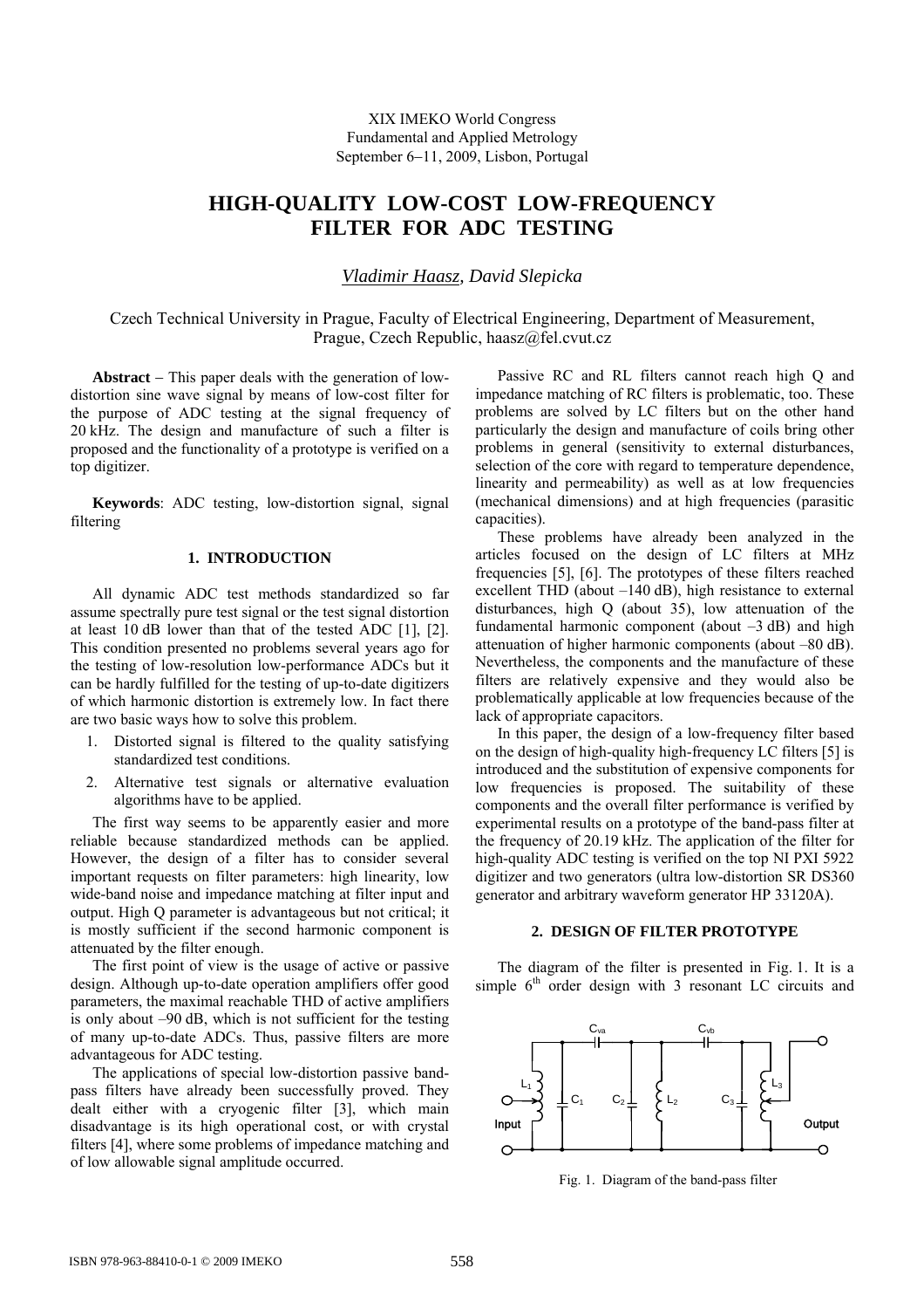XIX IMEKO World Congress
Fundamental and Applied Metrology
September 6−11, 2009, Lisbon, Portugal

# HIGH-QUALITY LOW-COST LOW-FREQUENCY FILTER FOR ADC TESTING

*Vladimir Haasz, David Slepicka*

Czech Technical University in Prague, Faculty of Electrical Engineering, Department of Measurement, Prague, Czech Republic, haasz@fel.cvut.cz

**Abstract** − This paper deals with the generation of low-distortion sine wave signal by means of low-cost filter for the purpose of ADC testing at the signal frequency of 20 kHz. The design and manufacture of such a filter is proposed and the functionality of a prototype is verified on a top digitizer.

**Keywords**: ADC testing, low-distortion signal, signal filtering

## 1. INTRODUCTION

All dynamic ADC test methods standardized so far assume spectrally pure test signal or the test signal distortion at least 10 dB lower than that of the tested ADC [1], [2]. This condition presented no problems several years ago for the testing of low-resolution low-performance ADCs but it can be hardly fulfilled for the testing of up-to-date digitizers of which harmonic distortion is extremely low. In fact there are two basic ways how to solve this problem.

1. Distorted signal is filtered to the quality satisfying standardized test conditions.
2. Alternative test signals or alternative evaluation algorithms have to be applied.

The first way seems to be apparently easier and more reliable because standardized methods can be applied. However, the design of a filter has to consider several important requests on filter parameters: high linearity, low wide-band noise and impedance matching at filter input and output. High Q parameter is advantageous but not critical; it is mostly sufficient if the second harmonic component is attenuated by the filter enough.

The first point of view is the usage of active or passive design. Although up-to-date operation amplifiers offer good parameters, the maximal reachable THD of active amplifiers is only about –90 dB, which is not sufficient for the testing of many up-to-date ADCs. Thus, passive filters are more advantageous for ADC testing.

The applications of special low-distortion passive band-pass filters have already been successfully proved. They dealt either with a cryogenic filter [3], which main disadvantage is its high operational cost, or with crystal filters [4], where some problems of impedance matching and of low allowable signal amplitude occurred.

Passive RC and RL filters cannot reach high Q and impedance matching of RC filters is problematic, too. These problems are solved by LC filters but on the other hand particularly the design and manufacture of coils bring other problems in general (sensitivity to external disturbances, selection of the core with regard to temperature dependence, linearity and permeability) as well as at low frequencies (mechanical dimensions) and at high frequencies (parasitic capacities).

These problems have already been analyzed in the articles focused on the design of LC filters at MHz frequencies [5], [6]. The prototypes of these filters reached excellent THD (about –140 dB), high resistance to external disturbances, high Q (about 35), low attenuation of the fundamental harmonic component (about –3 dB) and high attenuation of higher harmonic components (about –80 dB). Nevertheless, the components and the manufacture of these filters are relatively expensive and they would also be problematically applicable at low frequencies because of the lack of appropriate capacitors.

In this paper, the design of a low-frequency filter based on the design of high-quality high-frequency LC filters [5] is introduced and the substitution of expensive components for low frequencies is proposed. The suitability of these components and the overall filter performance is verified by experimental results on a prototype of the band-pass filter at the frequency of 20.19 kHz. The application of the filter for high-quality ADC testing is verified on the top NI PXI 5922 digitizer and two generators (ultra low-distortion SR DS360 generator and arbitrary waveform generator HP 33120A).

## 2. DESIGN OF FILTER PROTOTYPE

The diagram of the filter is presented in Fig. 1. It is a simple 6th order design with 3 resonant LC circuits and

Fig. 1. Diagram of the band-pass filter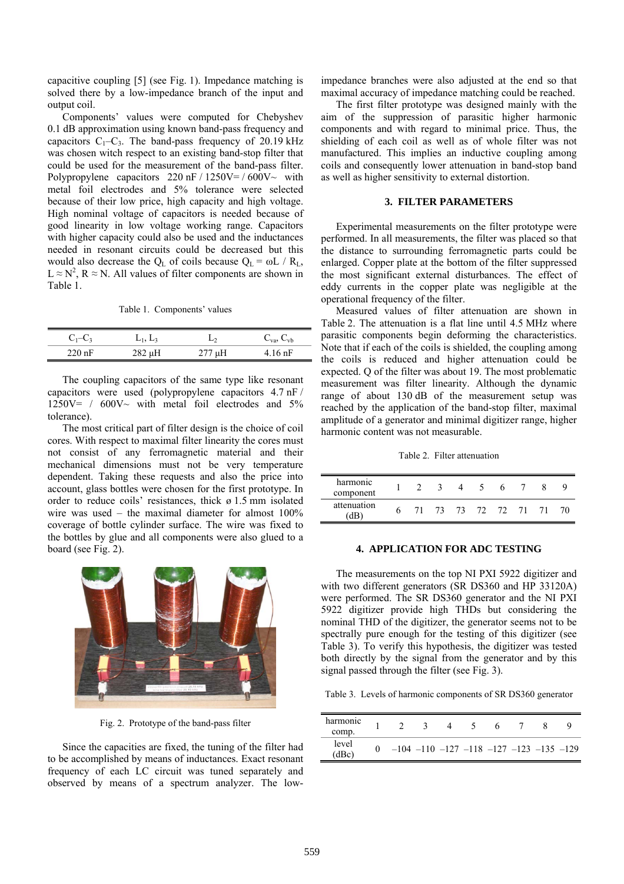capacitive coupling [5] (see Fig. 1). Impedance matching is solved there by a low-impedance branch of the input and output coil.

Components' values were computed for Chebyshev 0.1 dB approximation using known band-pass frequency and capacitors $C_1$–$C_3$. The band-pass frequency of 20.19 kHz was chosen witch respect to an existing band-stop filter that could be used for the measurement of the band-pass filter. Polypropylene capacitors 220 nF / 1250V= / 600V~ with metal foil electrodes and 5% tolerance were selected because of their low price, high capacity and high voltage. High nominal voltage of capacitors is needed because of good linearity in low voltage working range. Capacitors with higher capacity could also be used and the inductances needed in resonant circuits could be decreased but this would also decrease the $Q_L$ of coils because $Q_L = \omega L / R_L$, $L \approx N^2$, $R \approx N$. All values of filter components are shown in Table 1.

Table 1. Components' values

| $C_1$–$C_3$ | $L_1$, $L_3$ | $L_2$ | $C_{va}$, $C_{vb}$ |
|---|---|---|---|
| 220 nF | 282 μH | 277 μH | 4.16 nF |

The coupling capacitors of the same type like resonant capacitors were used (polypropylene capacitors 4.7 nF / 1250V= / 600V~ with metal foil electrodes and 5% tolerance).

The most critical part of filter design is the choice of coil cores. With respect to maximal filter linearity the cores must not consist of any ferromagnetic material and their mechanical dimensions must not be very temperature dependent. Taking these requests and also the price into account, glass bottles were chosen for the first prototype. In order to reduce coils' resistances, thick ø 1.5 mm isolated wire was used – the maximal diameter for almost 100% coverage of bottle cylinder surface. The wire was fixed to the bottles by glue and all components were also glued to a board (see Fig. 2).

Fig. 2. Prototype of the band-pass filter

Since the capacities are fixed, the tuning of the filter had to be accomplished by means of inductances. Exact resonant frequency of each LC circuit was tuned separately and observed by means of a spectrum analyzer. The low-impedance branches were also adjusted at the end so that maximal accuracy of impedance matching could be reached.

The first filter prototype was designed mainly with the aim of the suppression of parasitic higher harmonic components and with regard to minimal price. Thus, the shielding of each coil as well as of whole filter was not manufactured. This implies an inductive coupling among coils and consequently lower attenuation in band-stop band as well as higher sensitivity to external distortion.

## 3. FILTER PARAMETERS

Experimental measurements on the filter prototype were performed. In all measurements, the filter was placed so that the distance to surrounding ferromagnetic parts could be enlarged. Copper plate at the bottom of the filter suppressed the most significant external disturbances. The effect of eddy currents in the copper plate was negligible at the operational frequency of the filter.

Measured values of filter attenuation are shown in Table 2. The attenuation is a flat line until 4.5 MHz where parasitic components begin deforming the characteristics. Note that if each of the coils is shielded, the coupling among the coils is reduced and higher attenuation could be expected. Q of the filter was about 19. The most problematic measurement was filter linearity. Although the dynamic range of about 130 dB of the measurement setup was reached by the application of the band-stop filter, maximal amplitude of a generator and minimal digitizer range, higher harmonic content was not measurable.

Table 2. Filter attenuation

| harmonic component | 1 | 2 | 3 | 4 | 5 | 6 | 7 | 8 | 9 |
|---|---|---|---|---|---|---|---|---|---|
| attenuation (dB) | 6 | 71 | 73 | 73 | 72 | 72 | 71 | 71 | 70 |

## 4. APPLICATION FOR ADC TESTING

The measurements on the top NI PXI 5922 digitizer and with two different generators (SR DS360 and HP 33120A) were performed. The SR DS360 generator and the NI PXI 5922 digitizer provide high THDs but considering the nominal THD of the digitizer, the generator seems not to be spectrally pure enough for the testing of this digitizer (see Table 3). To verify this hypothesis, the digitizer was tested both directly by the signal from the generator and by this signal passed through the filter (see Fig. 3).

Table 3. Levels of harmonic components of SR DS360 generator

| harmonic comp. | 1 | 2 | 3 | 4 | 5 | 6 | 7 | 8 | 9 |
|---|---|---|---|---|---|---|---|---|---|
| level (dBc) | 0 | −104 | −110 | −127 | −118 | −127 | −123 | −135 | −129 |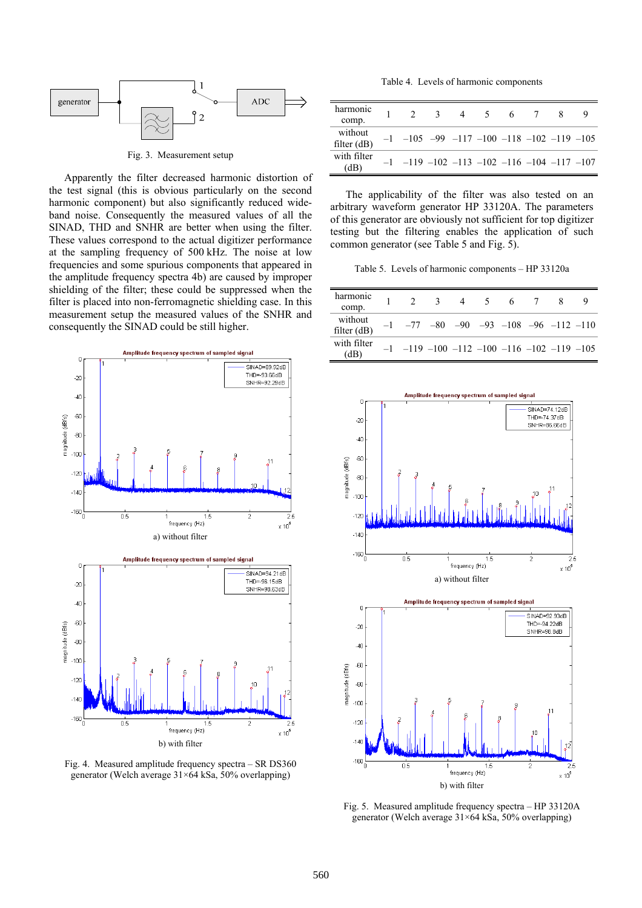Fig. 3. Measurement setup

Apparently the filter decreased harmonic distortion of the test signal (this is obvious particularly on the second harmonic component) but also significantly reduced wide-band noise. Consequently the measured values of all the SINAD, THD and SNHR are better when using the filter. These values correspond to the actual digitizer performance at the sampling frequency of 500 kHz. The noise at low frequencies and some spurious components that appeared in the amplitude frequency spectra 4b) are caused by improper shielding of the filter; these could be suppressed when the filter is placed into non-ferromagnetic shielding case. In this measurement setup the measured values of the SNHR and consequently the SINAD could be still higher.

a) without filter

b) with filter

Fig. 4. Measured amplitude frequency spectra – SR DS360 generator (Welch average 31×64 kSa, 50% overlapping)

Table 4. Levels of harmonic components

| harmonic comp. | 1 | 2 | 3 | 4 | 5 | 6 | 7 | 8 | 9 |
|---|---|---|---|---|---|---|---|---|---|
| without filter (dB) | –1 | –105 | –99 | –117 | –100 | –118 | –102 | –119 | –105 |
| with filter (dB) | –1 | –119 | –102 | –113 | –102 | –116 | –104 | –117 | –107 |

The applicability of the filter was also tested on an arbitrary waveform generator HP 33120A. The parameters of this generator are obviously not sufficient for top digitizer testing but the filtering enables the application of such common generator (see Table 5 and Fig. 5).

Table 5. Levels of harmonic components – HP 33120a

| harmonic comp. | 1 | 2 | 3 | 4 | 5 | 6 | 7 | 8 | 9 |
|---|---|---|---|---|---|---|---|---|---|
| without filter (dB) | –1 | –77 | –80 | –90 | –93 | –108 | –96 | –112 | –110 |
| with filter (dB) | –1 | –119 | –100 | –112 | –100 | –116 | –102 | –119 | –105 |

a) without filter

b) with filter

Fig. 5. Measured amplitude frequency spectra – HP 33120A generator (Welch average 31×64 kSa, 50% overlapping)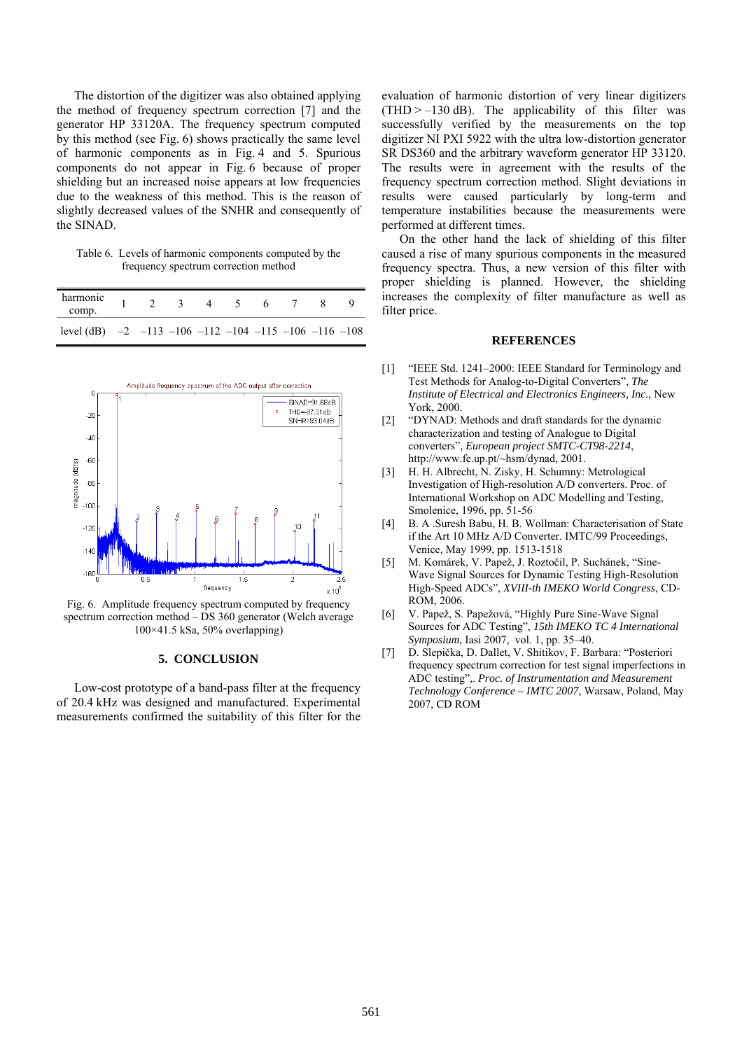The distortion of the digitizer was also obtained applying the method of frequency spectrum correction [7] and the generator HP 33120A. The frequency spectrum computed by this method (see Fig. 6) shows practically the same level of harmonic components as in Fig. 4 and 5. Spurious components do not appear in Fig. 6 because of proper shielding but an increased noise appears at low frequencies due to the weakness of this method. This is the reason of slightly decreased values of the SNHR and consequently of the SINAD.

Table 6. Levels of harmonic components computed by the frequency spectrum correction method

| harmonic comp. | 1 | 2 | 3 | 4 | 5 | 6 | 7 | 8 | 9 |
|---|---|---|---|---|---|---|---|---|---|
| level (dB) | –2 | –113 | –106 | –112 | –104 | –115 | –106 | –116 | –108 |

Amplitude frequency spectrum of the ADC output after correction

SINAD=91.68dB
THD=-97.31dB
SNHR=93.04dB

magnitude (dBfs)

frequency

$\times 10^4$

Fig. 6. Amplitude frequency spectrum computed by frequency spectrum correction method – DS 360 generator (Welch average 100×41.5 kSa, 50% overlapping)

## 5. CONCLUSION

Low-cost prototype of a band-pass filter at the frequency of 20.4 kHz was designed and manufactured. Experimental measurements confirmed the suitability of this filter for the evaluation of harmonic distortion of very linear digitizers (THD > –130 dB). The applicability of this filter was successfully verified by the measurements on the top digitizer NI PXI 5922 with the ultra low-distortion generator SR DS360 and the arbitrary waveform generator HP 33120. The results were in agreement with the results of the frequency spectrum correction method. Slight deviations in results were caused particularly by long-term and temperature instabilities because the measurements were performed at different times.

On the other hand the lack of shielding of this filter caused a rise of many spurious components in the measured frequency spectra. Thus, a new version of this filter with proper shielding is planned. However, the shielding increases the complexity of filter manufacture as well as filter price.

## REFERENCES

[1] "IEEE Std. 1241–2000: IEEE Standard for Terminology and Test Methods for Analog-to-Digital Converters", *The Institute of Electrical and Electronics Engineers, Inc.*, New York, 2000.

[2] "DYNAD: Methods and draft standards for the dynamic characterization and testing of Analogue to Digital converters", *European project SMTC-CT98-2214*, http://www.fe.up.pt/~hsm/dynad, 2001.

[3] H. H. Albrecht, N. Zisky, H. Schumny: Metrological Investigation of High-resolution A/D converters. Proc. of International Workshop on ADC Modelling and Testing, Smolenice, 1996, pp. 51-56

[4] B. A .Suresh Babu, H. B. Wollman: Characterisation of State if the Art 10 MHz A/D Converter. IMTC/99 Proceedings, Venice, May 1999, pp. 1513-1518

[5] M. Komárek, V. Papež, J. Roztočil, P. Suchánek, "Sine-Wave Signal Sources for Dynamic Testing High-Resolution High-Speed ADCs", *XVIII-th IMEKO World Congress*, CD-ROM, 2006.

[6] V. Papež, S. Papežová, "Highly Pure Sine-Wave Signal Sources for ADC Testing", *15th IMEKO TC 4 International Symposium*, Iasi 2007, vol. 1, pp. 35–40.

[7] D. Slepička, D. Dallet, V. Shitikov, F. Barbara: "Posteriori frequency spectrum correction for test signal imperfections in ADC testing",. *Proc. of Instrumentation and Measurement Technology Conference – IMTC 2007,* Warsaw, Poland, May 2007, CD ROM